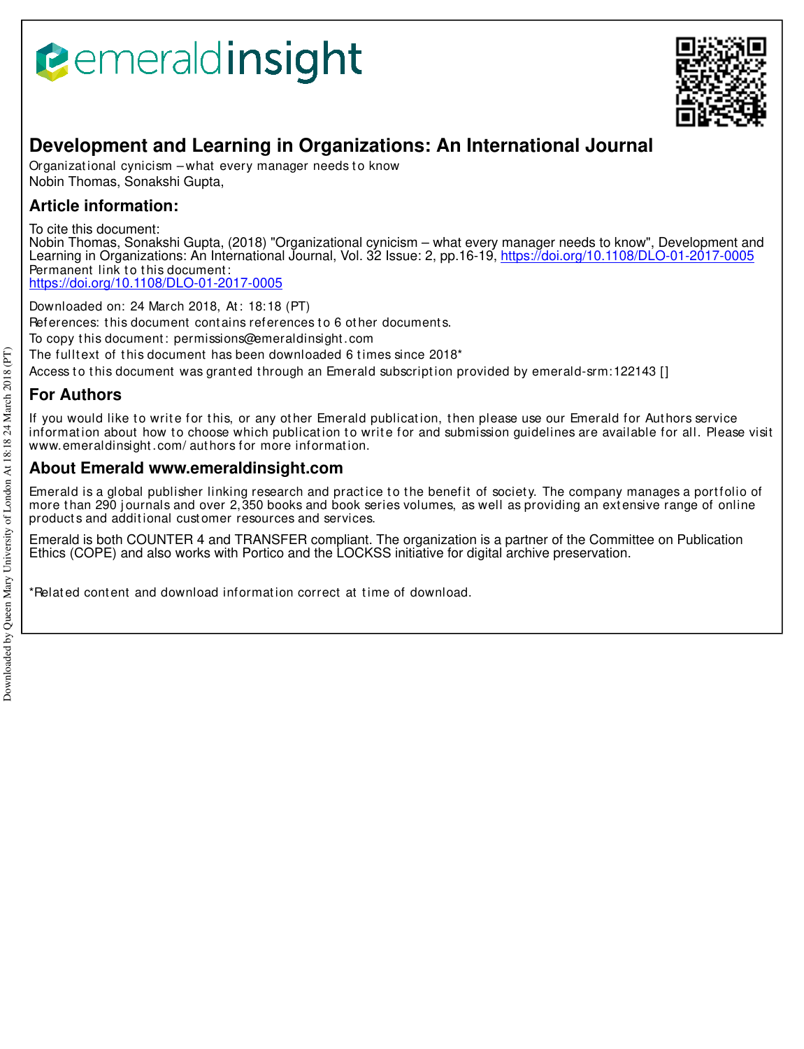# Development and Learning in Organizations: An International Journal

Organizational cynicism – what every manager needs to know
Nobin Thomas, Sonakshi Gupta,

## Article information:

To cite this document:
Nobin Thomas, Sonakshi Gupta, (2018) "Organizational cynicism – what every manager needs to know", Development and Learning in Organizations: An International Journal, Vol. 32 Issue: 2, pp.16-19, https://doi.org/10.1108/DLO-01-2017-0005
Permanent link to this document:
https://doi.org/10.1108/DLO-01-2017-0005

Downloaded on: 24 March 2018, At: 18:18 (PT)
References: this document contains references to 6 other documents.
To copy this document: permissions@emeraldinsight.com
The fulltext of this document has been downloaded 6 times since 2018*
Access to this document was granted through an Emerald subscription provided by emerald-srm:122143 []

## For Authors

If you would like to write for this, or any other Emerald publication, then please use our Emerald for Authors service information about how to choose which publication to write for and submission guidelines are available for all. Please visit www.emeraldinsight.com/authors for more information.

## About Emerald www.emeraldinsight.com

Emerald is a global publisher linking research and practice to the benefit of society. The company manages a portfolio of more than 290 journals and over 2,350 books and book series volumes, as well as providing an extensive range of online products and additional customer resources and services.

Emerald is both COUNTER 4 and TRANSFER compliant. The organization is a partner of the Committee on Publication Ethics (COPE) and also works with Portico and the LOCKSS initiative for digital archive preservation.

*Related content and download information correct at time of download.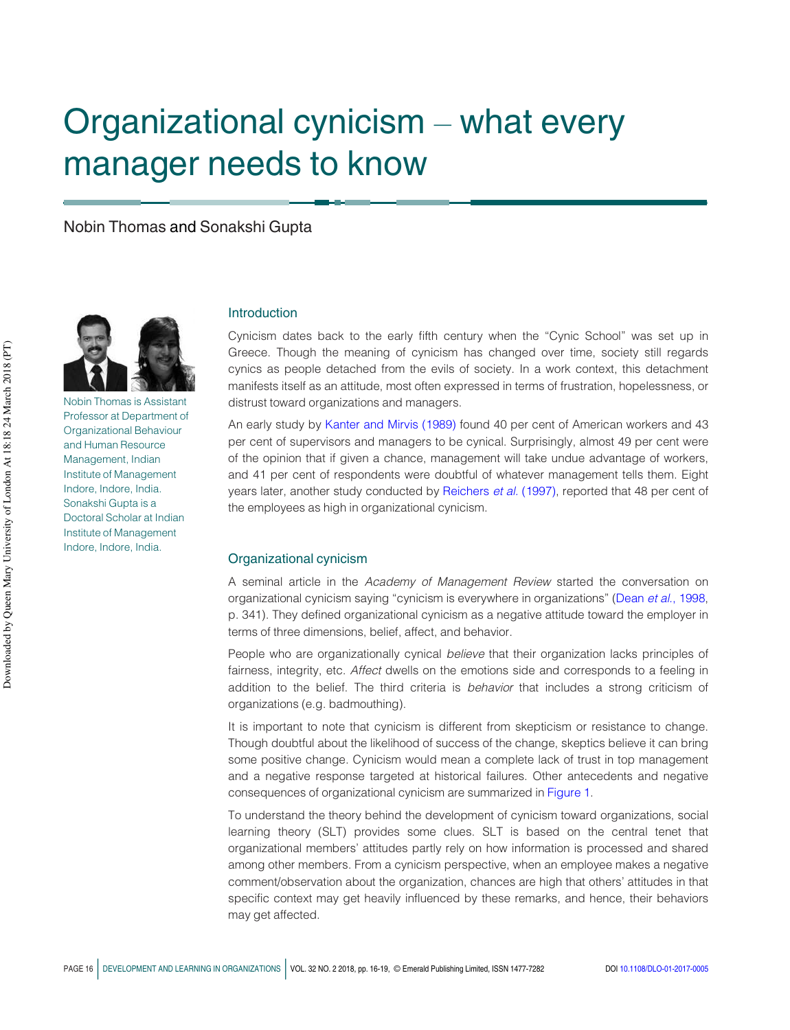# Organizational cynicism – what every manager needs to know

Nobin Thomas and Sonakshi Gupta

Nobin Thomas is Assistant Professor at Department of Organizational Behaviour and Human Resource Management, Indian Institute of Management Indore, Indore, India. Sonakshi Gupta is a Doctoral Scholar at Indian Institute of Management Indore, Indore, India.

## Introduction

Cynicism dates back to the early fifth century when the "Cynic School" was set up in Greece. Though the meaning of cynicism has changed over time, society still regards cynics as people detached from the evils of society. In a work context, this detachment manifests itself as an attitude, most often expressed in terms of frustration, hopelessness, or distrust toward organizations and managers.

An early study by Kanter and Mirvis (1989) found 40 per cent of American workers and 43 per cent of supervisors and managers to be cynical. Surprisingly, almost 49 per cent were of the opinion that if given a chance, management will take undue advantage of workers, and 41 per cent of respondents were doubtful of whatever management tells them. Eight years later, another study conducted by Reichers *et al.* (1997), reported that 48 per cent of the employees as high in organizational cynicism.

## Organizational cynicism

A seminal article in the *Academy of Management Review* started the conversation on organizational cynicism saying "cynicism is everywhere in organizations" (Dean *et al.*, 1998, p. 341). They defined organizational cynicism as a negative attitude toward the employer in terms of three dimensions, belief, affect, and behavior.

People who are organizationally cynical *believe* that their organization lacks principles of fairness, integrity, etc. *Affect* dwells on the emotions side and corresponds to a feeling in addition to the belief. The third criteria is *behavior* that includes a strong criticism of organizations (e.g. badmouthing).

It is important to note that cynicism is different from skepticism or resistance to change. Though doubtful about the likelihood of success of the change, skeptics believe it can bring some positive change. Cynicism would mean a complete lack of trust in top management and a negative response targeted at historical failures. Other antecedents and negative consequences of organizational cynicism are summarized in Figure 1.

To understand the theory behind the development of cynicism toward organizations, social learning theory (SLT) provides some clues. SLT is based on the central tenet that organizational members' attitudes partly rely on how information is processed and shared among other members. From a cynicism perspective, when an employee makes a negative comment/observation about the organization, chances are high that others' attitudes in that specific context may get heavily influenced by these remarks, and hence, their behaviors may get affected.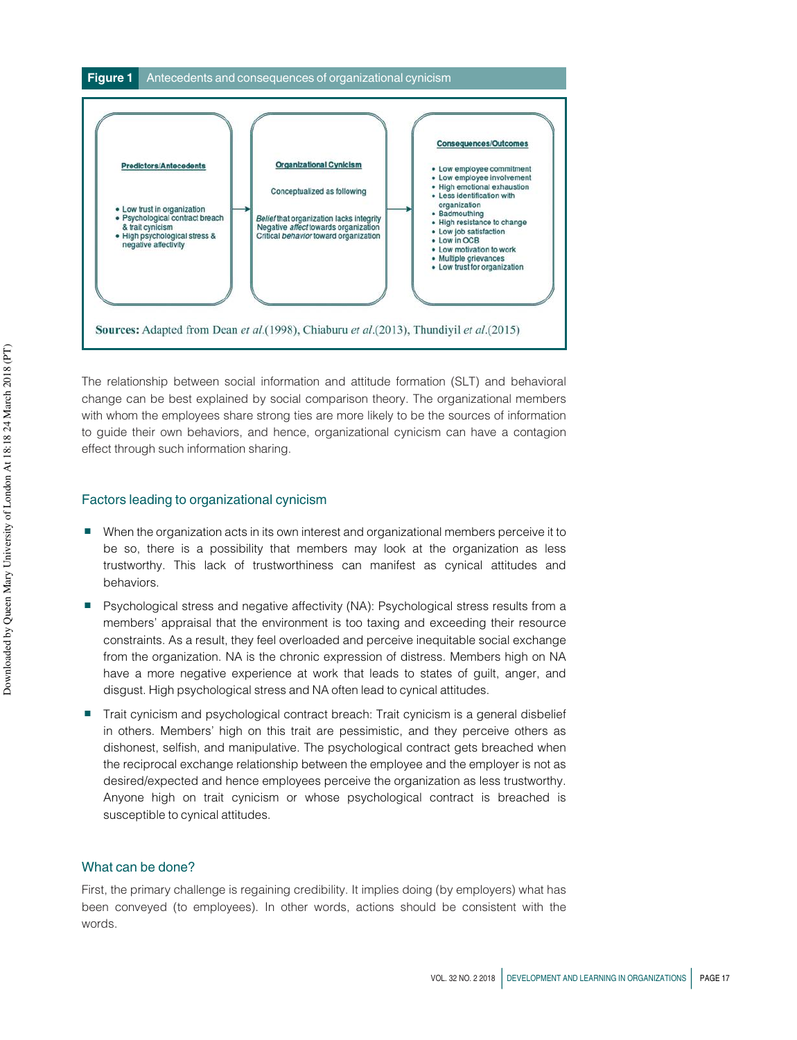**Figure 1** Antecedents and consequences of organizational cynicism

Predictors/Antecedents

- Low trust in organization
- Psychological contract breach & trait cynicism
- High psychological stress & negative affectivity

Organizational Cynicism

Conceptualized as following

*Belief* that organization lacks integrity
Negative *affect* towards organization
Critical *behavior* toward organization

Consequences/Outcomes

- Low employee commitment
- Low employee involvement
- High emotional exhaustion
- Less identification with organization
- Badmouthing
- High resistance to change
- Low job satisfaction
- Low in OCB
- Low motivation to work
- Multiple grievances
- Low trust for organization

**Sources:** Adapted from Dean *et al.*(1998), Chiaburu *et al.*(2013), Thundiyil *et al.*(2015)

The relationship between social information and attitude formation (SLT) and behavioral change can be best explained by social comparison theory. The organizational members with whom the employees share strong ties are more likely to be the sources of information to guide their own behaviors, and hence, organizational cynicism can have a contagion effect through such information sharing.

## Factors leading to organizational cynicism

- When the organization acts in its own interest and organizational members perceive it to be so, there is a possibility that members may look at the organization as less trustworthy. This lack of trustworthiness can manifest as cynical attitudes and behaviors.
- Psychological stress and negative affectivity (NA): Psychological stress results from a members' appraisal that the environment is too taxing and exceeding their resource constraints. As a result, they feel overloaded and perceive inequitable social exchange from the organization. NA is the chronic expression of distress. Members high on NA have a more negative experience at work that leads to states of guilt, anger, and disgust. High psychological stress and NA often lead to cynical attitudes.
- Trait cynicism and psychological contract breach: Trait cynicism is a general disbelief in others. Members' high on this trait are pessimistic, and they perceive others as dishonest, selfish, and manipulative. The psychological contract gets breached when the reciprocal exchange relationship between the employee and the employer is not as desired/expected and hence employees perceive the organization as less trustworthy. Anyone high on trait cynicism or whose psychological contract is breached is susceptible to cynical attitudes.

## What can be done?

First, the primary challenge is regaining credibility. It implies doing (by employers) what has been conveyed (to employees). In other words, actions should be consistent with the words.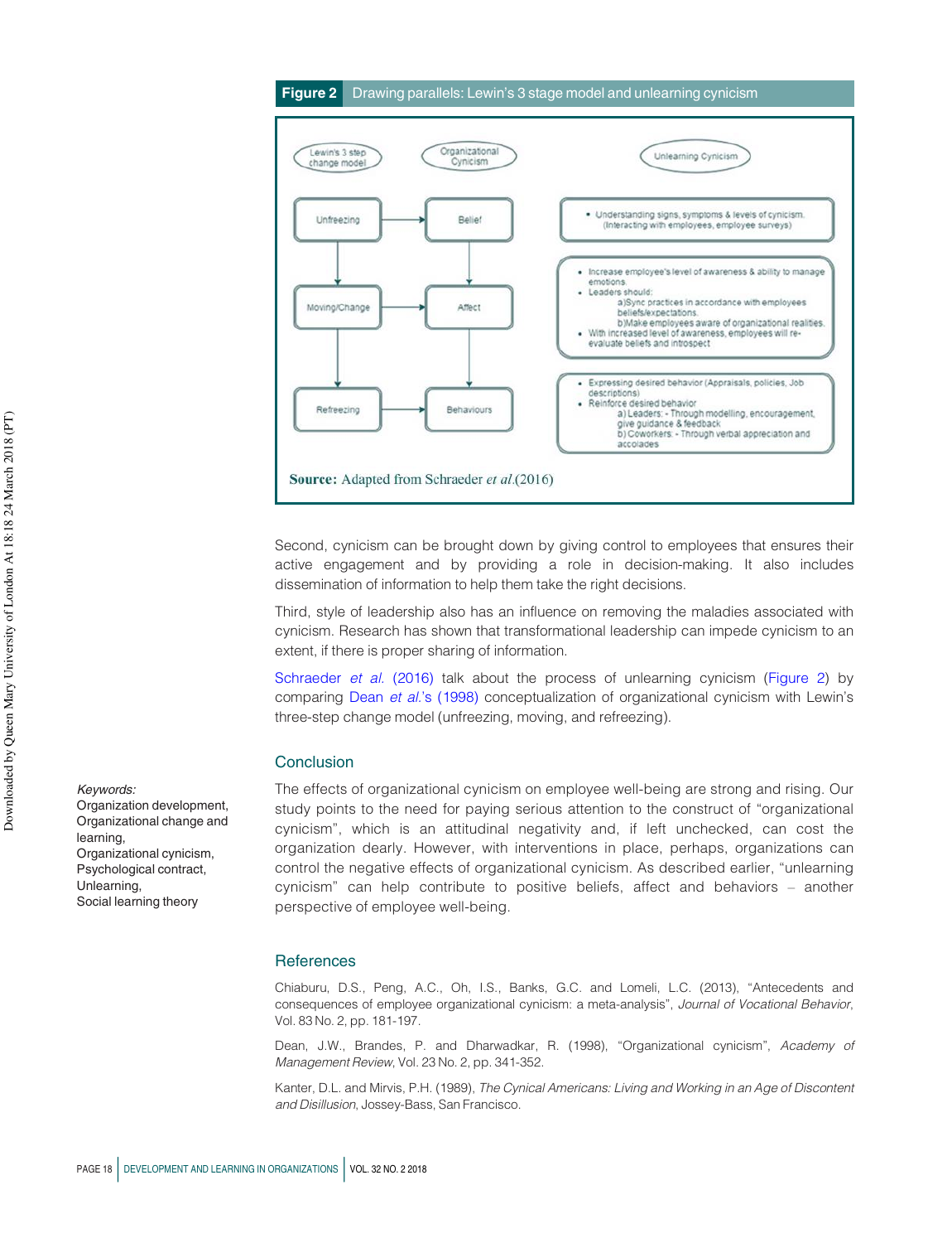**Figure 2** Drawing parallels: Lewin's 3 stage model and unlearning cynicism

Lewin's 3 step change model

Organizational Cynicism

Unlearning Cynicism

Unfreezing

Belief

- Understanding signs, symptoms & levels of cynicism. (Interacting with employees, employee surveys)

Moving/Change

Affect

- Increase employee's level of awareness & ability to manage emotions.
- Leaders should:
  a)Sync practices in accordance with employees beliefs/expectations.
  b)Make employees aware of organizational realities.
- With increased level of awareness, employees will re-evaluate beliefs and introspect

Refreezing

Behaviours

- Expressing desired behavior (Appraisals, policies, Job descriptions)
- Reinforce desired behavior
  a) Leaders: - Through modelling, encouragement, give guidance & feedback
  b) Coworkers: - Through verbal appreciation and accolades

**Source:** Adapted from Schraeder *et al.*(2016)

Second, cynicism can be brought down by giving control to employees that ensures their active engagement and by providing a role in decision-making. It also includes dissemination of information to help them take the right decisions.

Third, style of leadership also has an influence on removing the maladies associated with cynicism. Research has shown that transformational leadership can impede cynicism to an extent, if there is proper sharing of information.

Schraeder *et al.* (2016) talk about the process of unlearning cynicism (Figure 2) by comparing Dean *et al.*'s (1998) conceptualization of organizational cynicism with Lewin's three-step change model (unfreezing, moving, and refreezing).

## Conclusion

The effects of organizational cynicism on employee well-being are strong and rising. Our study points to the need for paying serious attention to the construct of "organizational cynicism", which is an attitudinal negativity and, if left unchecked, can cost the organization dearly. However, with interventions in place, perhaps, organizations can control the negative effects of organizational cynicism. As described earlier, "unlearning cynicism" can help contribute to positive beliefs, affect and behaviors – another perspective of employee well-being.

*Keywords:*
Organization development,
Organizational change and learning,
Organizational cynicism,
Psychological contract,
Unlearning,
Social learning theory

## References

Chiaburu, D.S., Peng, A.C., Oh, I.S., Banks, G.C. and Lomeli, L.C. (2013), "Antecedents and consequences of employee organizational cynicism: a meta-analysis", *Journal of Vocational Behavior*, Vol. 83 No. 2, pp. 181-197.

Dean, J.W., Brandes, P. and Dharwadkar, R. (1998), "Organizational cynicism", *Academy of Management Review*, Vol. 23 No. 2, pp. 341-352.

Kanter, D.L. and Mirvis, P.H. (1989), *The Cynical Americans: Living and Working in an Age of Discontent and Disillusion*, Jossey-Bass, San Francisco.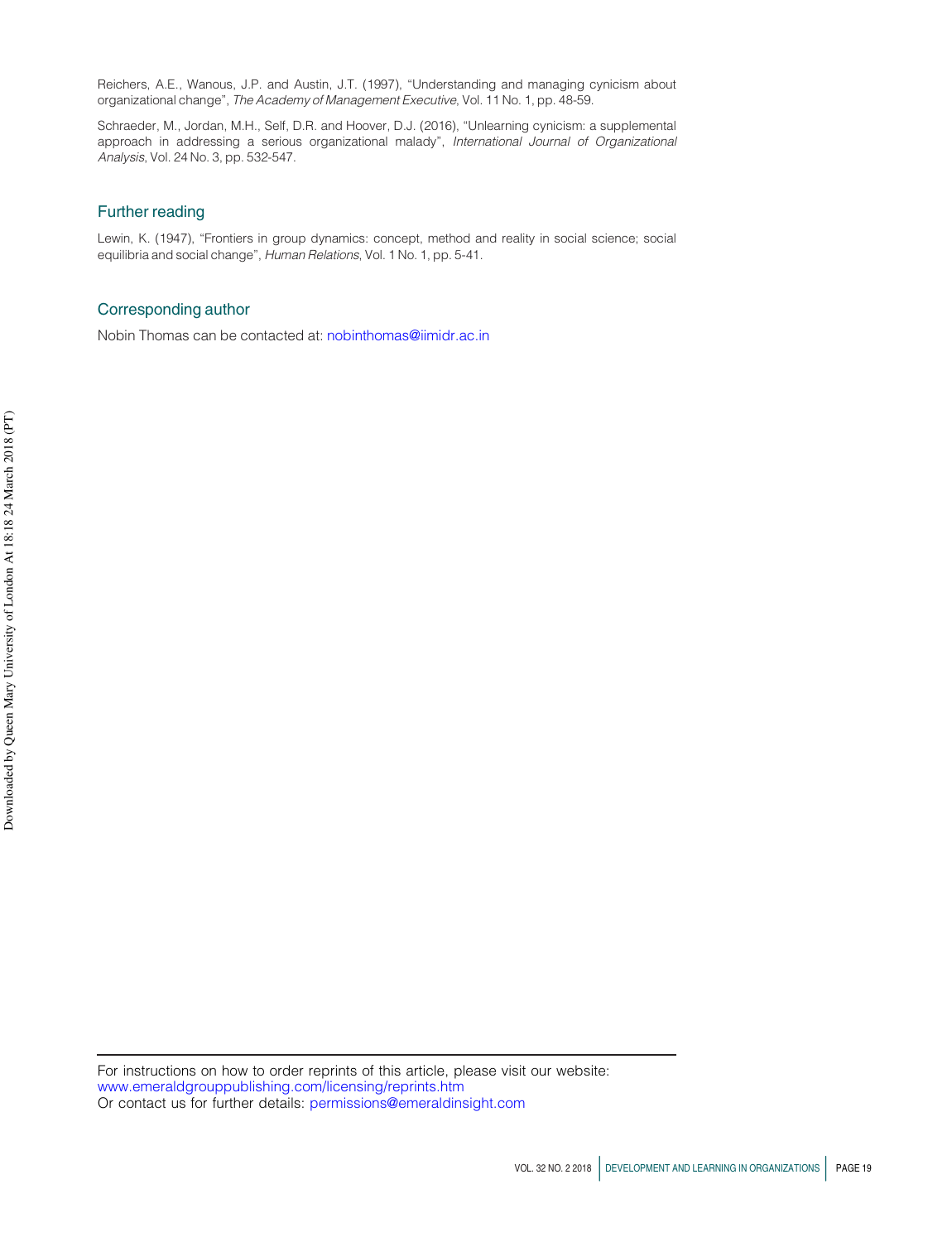Reichers, A.E., Wanous, J.P. and Austin, J.T. (1997), "Understanding and managing cynicism about organizational change", *The Academy of Management Executive*, Vol. 11 No. 1, pp. 48-59.

Schraeder, M., Jordan, M.H., Self, D.R. and Hoover, D.J. (2016), "Unlearning cynicism: a supplemental approach in addressing a serious organizational malady", *International Journal of Organizational Analysis*, Vol. 24 No. 3, pp. 532-547.

## Further reading

Lewin, K. (1947), "Frontiers in group dynamics: concept, method and reality in social science; social equilibria and social change", *Human Relations*, Vol. 1 No. 1, pp. 5-41.

## Corresponding author

Nobin Thomas can be contacted at: nobinthomas@iimidr.ac.in

For instructions on how to order reprints of this article, please visit our website:
www.emeraldgrouppublishing.com/licensing/reprints.htm
Or contact us for further details: permissions@emeraldinsight.com